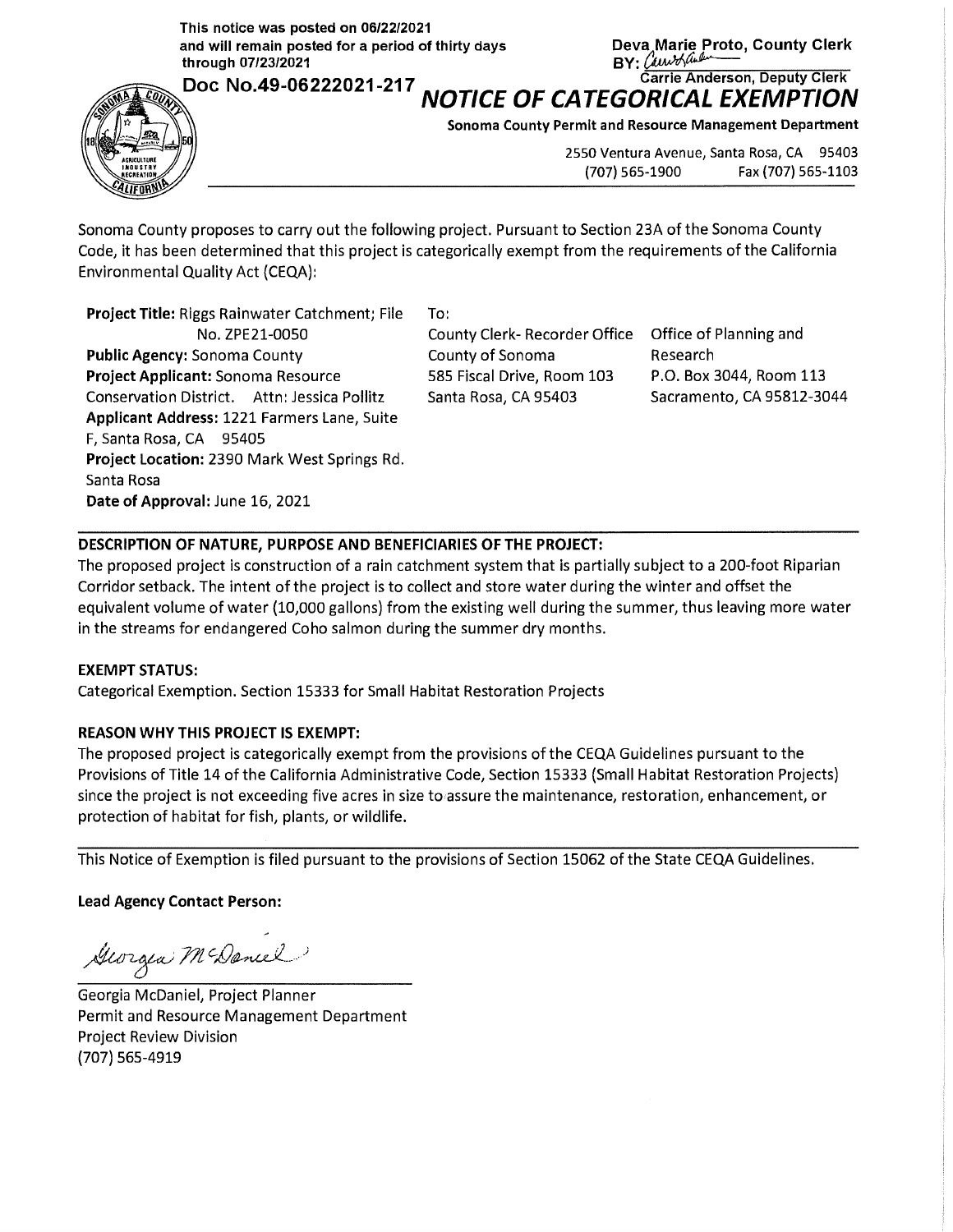This notice was posted on 06/22/2021
and will remain posted for a period of thirty days
through 07/23/2021

Deva Marie Proto, County Clerk
BY: 
Carrie Anderson, Deputy Clerk

Doc No.49-06222021-217

# NOTICE OF CATEGORICAL EXEMPTION

**Sonoma County Permit and Resource Management Department**

2550 Ventura Avenue, Santa Rosa, CA 95403
(707) 565-1900 Fax (707) 565-1103

Sonoma County proposes to carry out the following project. Pursuant to Section 23A of the Sonoma County Code, it has been determined that this project is categorically exempt from the requirements of the California Environmental Quality Act (CEQA):

**Project Title:** Riggs Rainwater Catchment; File No. ZPE21-0050
**Public Agency:** Sonoma County
**Project Applicant:** Sonoma Resource Conservation District. Attn: Jessica Pollitz
**Applicant Address:** 1221 Farmers Lane, Suite F, Santa Rosa, CA 95405
**Project Location:** 2390 Mark West Springs Rd. Santa Rosa
**Date of Approval:** June 16, 2021

To:

County Clerk- Recorder Office
County of Sonoma
585 Fiscal Drive, Room 103
Santa Rosa, CA 95403

Office of Planning and Research
P.O. Box 3044, Room 113
Sacramento, CA 95812-3044

**DESCRIPTION OF NATURE, PURPOSE AND BENEFICIARIES OF THE PROJECT:**

The proposed project is construction of a rain catchment system that is partially subject to a 200-foot Riparian Corridor setback. The intent of the project is to collect and store water during the winter and offset the equivalent volume of water (10,000 gallons) from the existing well during the summer, thus leaving more water in the streams for endangered Coho salmon during the summer dry months.

**EXEMPT STATUS:**

Categorical Exemption. Section 15333 for Small Habitat Restoration Projects

**REASON WHY THIS PROJECT IS EXEMPT:**

The proposed project is categorically exempt from the provisions of the CEQA Guidelines pursuant to the Provisions of Title 14 of the California Administrative Code, Section 15333 (Small Habitat Restoration Projects) since the project is not exceeding five acres in size to assure the maintenance, restoration, enhancement, or protection of habitat for fish, plants, or wildlife.

This Notice of Exemption is filed pursuant to the provisions of Section 15062 of the State CEQA Guidelines.

**Lead Agency Contact Person:**

Georgia McDaniel, Project Planner
Permit and Resource Management Department
Project Review Division
(707) 565-4919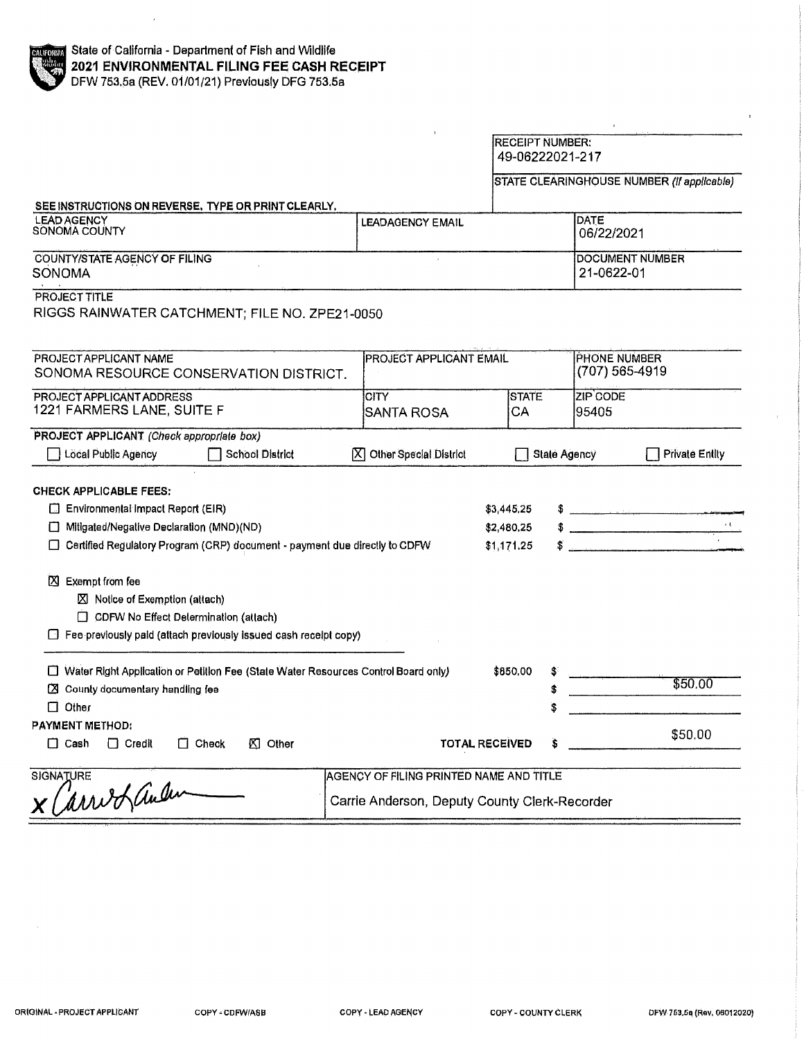State of California - Department of Fish and Wildlife
**2021 ENVIRONMENTAL FILING FEE CASH RECEIPT**
DFW 753.5a (REV. 01/01/21) Previously DFG 753.5a

RECEIPT NUMBER: 49-06222021-217

STATE CLEARINGHOUSE NUMBER (If applicable)

SEE INSTRUCTIONS ON REVERSE. TYPE OR PRINT CLEARLY.

| LEAD AGENCY | LEADAGENCY EMAIL | DATE |
|---|---|---|
| SONOMA COUNTY | | 06/22/2021 |

| COUNTY/STATE AGENCY OF FILING | DOCUMENT NUMBER |
|---|---|
| SONOMA | 21-0622-01 |

PROJECT TITLE
RIGGS RAINWATER CATCHMENT; FILE NO. ZPE21-0050

| PROJECT APPLICANT NAME | PROJECT APPLICANT EMAIL | PHONE NUMBER |
|---|---|---|
| SONOMA RESOURCE CONSERVATION DISTRICT. | | (707) 565-4919 |

| PROJECT APPLICANT ADDRESS | CITY | STATE | ZIP CODE |
|---|---|---|---|
| 1221 FARMERS LANE, SUITE F | SANTA ROSA | CA | 95405 |

**PROJECT APPLICANT** *(Check appropriate box)*

☐ Local Public Agency ☐ School District ☒ Other Special District ☐ State Agency ☐ Private Entity

**CHECK APPLICABLE FEES:**

| | | |
|---|---|---|
| ☐ Environmental Impact Report (EIR) | $3,445.25 | $ |
| ☐ Mitigated/Negative Declaration (MND)(ND) | $2,480.25 | $ |
| ☐ Certified Regulatory Program (CRP) document - payment due directly to CDFW | $1,171.25 | $ |

☒ Exempt from fee
- ☒ Notice of Exemption (attach)
- ☐ CDFW No Effect Determination (attach)

☐ Fee previously paid (attach previously issued cash receipt copy)

| | | |
|---|---|---|
| ☐ Water Right Application or Petition Fee (State Water Resources Control Board only) | $850.00 | $ |
| ☒ County documentary handling fee | | $ $50.00 |
| ☐ Other | | $ |

**PAYMENT METHOD:**
☐ Cash ☐ Credit ☐ Check ☒ Other

**TOTAL RECEIVED** $ $50.00

| SIGNATURE | AGENCY OF FILING PRINTED NAME AND TITLE |
|---|---|
| x Carrie Anderson | Carrie Anderson, Deputy County Clerk-Recorder |

ORIGINAL - PROJECT APPLICANT COPY - CDFW/ASB COPY - LEAD AGENCY COPY - COUNTY CLERK DFW 753.5a (Rev. 06012020)